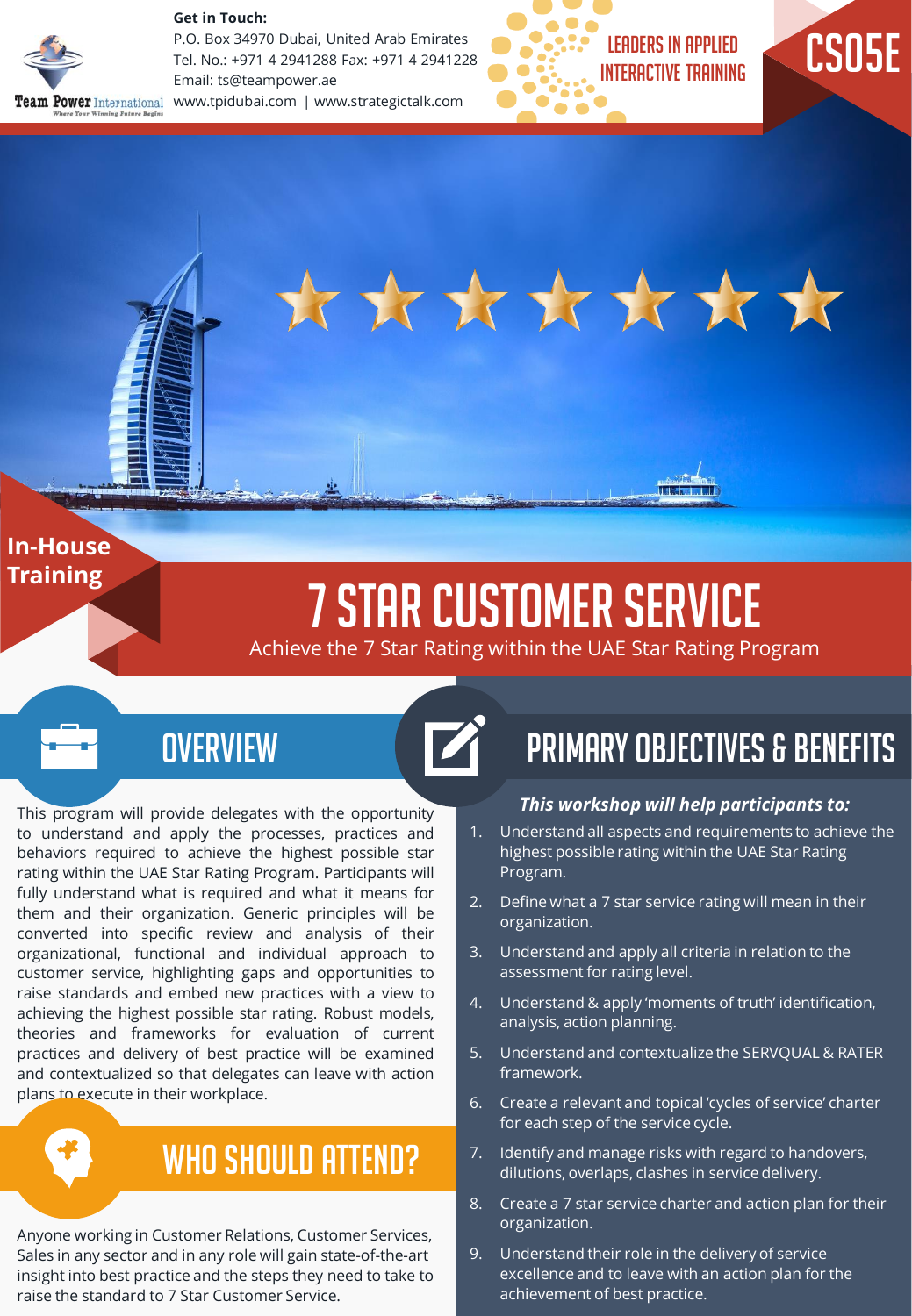**Get in Touch:**
P.O. Box 34970 Dubai, United Arab Emirates
Tel. No.: +971 4 2941288 Fax: +971 4 2941228
Email: ts@teampower.ae
www.tpidubai.com | www.strategictalk.com

Team Power International — Where Your Winning Future Begins

LEADERS IN APPLIED INTERACTIVE TRAINING

CS05E

In-House Training

# 7 STAR CUSTOMER SERVICE

Achieve the 7 Star Rating within the UAE Star Rating Program

## OVERVIEW

This program will provide delegates with the opportunity to understand and apply the processes, practices and behaviors required to achieve the highest possible star rating within the UAE Star Rating Program. Participants will fully understand what is required and what it means for them and their organization. Generic principles will be converted into specific review and analysis of their organizational, functional and individual approach to customer service, highlighting gaps and opportunities to raise standards and embed new practices with a view to achieving the highest possible star rating. Robust models, theories and frameworks for evaluation of current practices and delivery of best practice will be examined and contextualized so that delegates can leave with action plans to execute in their workplace.

## WHO SHOULD ATTEND?

Anyone working in Customer Relations, Customer Services, Sales in any sector and in any role will gain state-of-the-art insight into best practice and the steps they need to take to raise the standard to 7 Star Customer Service.

## PRIMARY OBJECTIVES & BENEFITS

***This workshop will help participants to:***

1. Understand all aspects and requirements to achieve the highest possible rating within the UAE Star Rating Program.
2. Define what a 7 star service rating will mean in their organization.
3. Understand and apply all criteria in relation to the assessment for rating level.
4. Understand & apply 'moments of truth' identification, analysis, action planning.
5. Understand and contextualize the SERVQUAL & RATER framework.
6. Create a relevant and topical 'cycles of service' charter for each step of the service cycle.
7. Identify and manage risks with regard to handovers, dilutions, overlaps, clashes in service delivery.
8. Create a 7 star service charter and action plan for their organization.
9. Understand their role in the delivery of service excellence and to leave with an action plan for the achievement of best practice.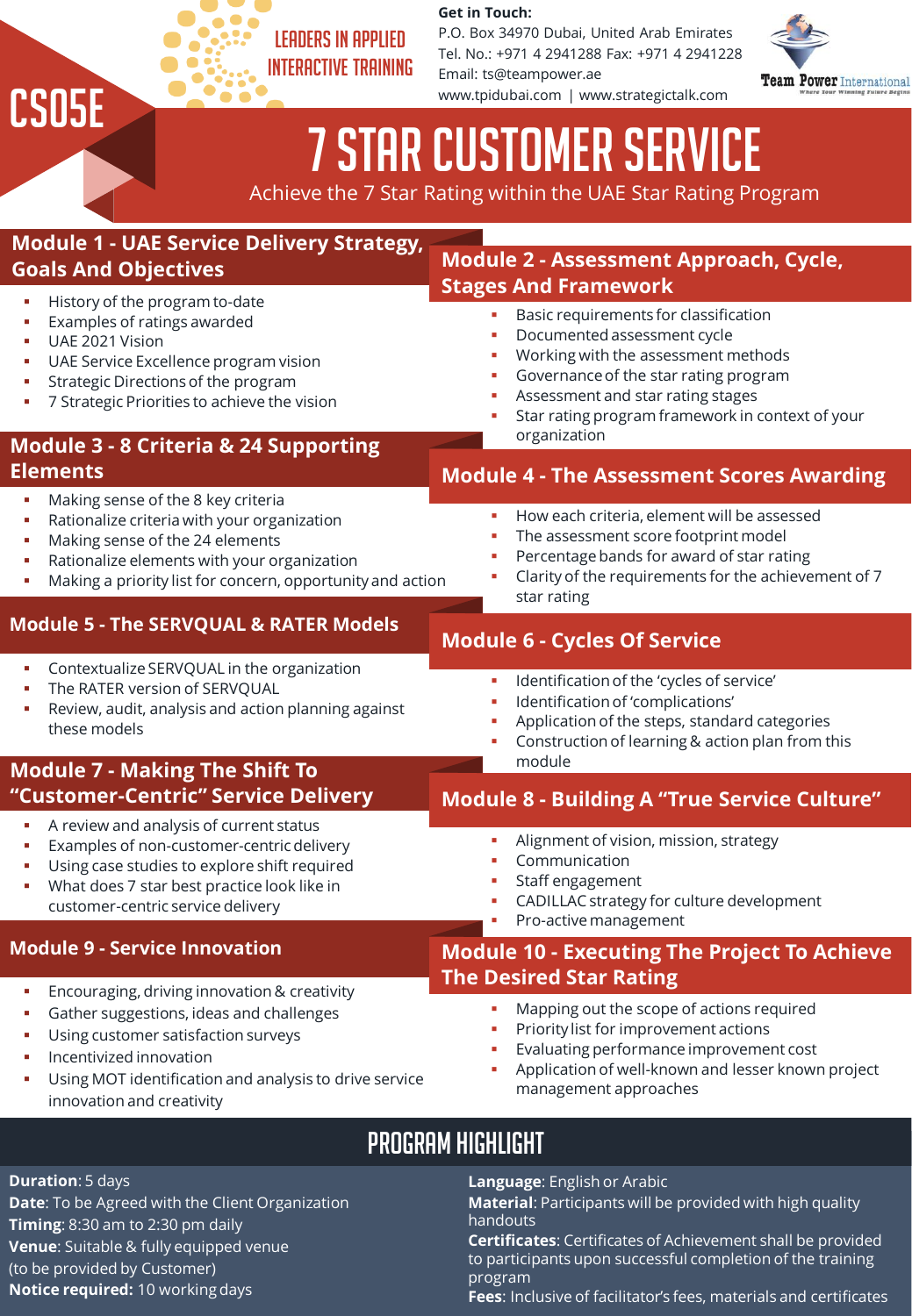CS05E

LEADERS IN APPLIED INTERACTIVE TRAINING

**Get in Touch:**
P.O. Box 34970 Dubai, United Arab Emirates
Tel. No.: +971 4 2941288 Fax: +971 4 2941228
Email: ts@teampower.ae
www.tpidubai.com | www.strategictalk.com

Team Power International
Where Your Winning Future Begins

# 7 STAR CUSTOMER SERVICE

Achieve the 7 Star Rating within the UAE Star Rating Program

## Module 1 - UAE Service Delivery Strategy, Goals And Objectives

- History of the program to-date
- Examples of ratings awarded
- UAE 2021 Vision
- UAE Service Excellence program vision
- Strategic Directions of the program
- 7 Strategic Priorities to achieve the vision

## Module 2 - Assessment Approach, Cycle, Stages And Framework

- Basic requirements for classification
- Documented assessment cycle
- Working with the assessment methods
- Governance of the star rating program
- Assessment and star rating stages
- Star rating program framework in context of your organization

## Module 3 - 8 Criteria & 24 Supporting Elements

- Making sense of the 8 key criteria
- Rationalize criteria with your organization
- Making sense of the 24 elements
- Rationalize elements with your organization
- Making a priority list for concern, opportunity and action

## Module 4 - The Assessment Scores Awarding

- How each criteria, element will be assessed
- The assessment score footprint model
- Percentage bands for award of star rating
- Clarity of the requirements for the achievement of 7 star rating

## Module 5 - The SERVQUAL & RATER Models

- Contextualize SERVQUAL in the organization
- The RATER version of SERVQUAL
- Review, audit, analysis and action planning against these models

## Module 6 - Cycles Of Service

- Identification of the 'cycles of service'
- Identification of 'complications'
- Application of the steps, standard categories
- Construction of learning & action plan from this module

## Module 7 - Making The Shift To "Customer-Centric" Service Delivery

- A review and analysis of current status
- Examples of non-customer-centric delivery
- Using case studies to explore shift required
- What does 7 star best practice look like in customer-centric service delivery

## Module 8 - Building A "True Service Culture"

- Alignment of vision, mission, strategy
- Communication
- Staff engagement
- CADILLAC strategy for culture development
- Pro-active management

## Module 9 - Service Innovation

- Encouraging, driving innovation & creativity
- Gather suggestions, ideas and challenges
- Using customer satisfaction surveys
- Incentivized innovation
- Using MOT identification and analysis to drive service innovation and creativity

## Module 10 - Executing The Project To Achieve The Desired Star Rating

- Mapping out the scope of actions required
- Priority list for improvement actions
- Evaluating performance improvement cost
- Application of well-known and lesser known project management approaches

## PROGRAM HIGHLIGHT

**Duration**: 5 days
**Date**: To be Agreed with the Client Organization
**Timing**: 8:30 am to 2:30 pm daily
**Venue**: Suitable & fully equipped venue (to be provided by Customer)
**Notice required:** 10 working days

**Language**: English or Arabic
**Material**: Participants will be provided with high quality handouts
**Certificates**: Certificates of Achievement shall be provided to participants upon successful completion of the training program
**Fees**: Inclusive of facilitator's fees, materials and certificates